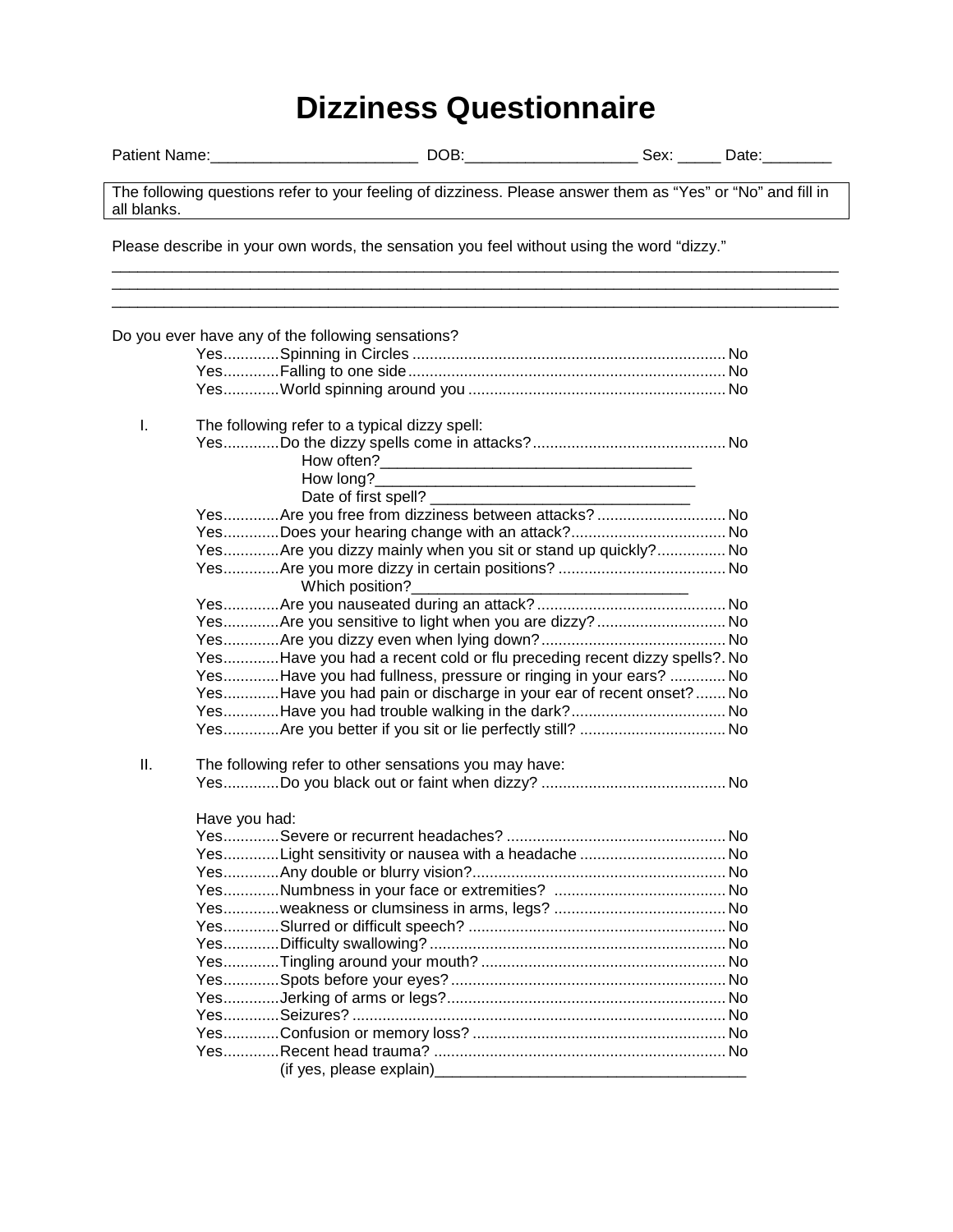# Dizziness Questionnaire

Patient Name:________________________ DOB:____________________ Sex: _____ Date:________

The following questions refer to your feeling of dizziness. Please answer them as "Yes" or "No" and fill in all blanks.

Please describe in your own words, the sensation you feel without using the word "dizzy."

_______________________________________________________________________________________

_______________________________________________________________________________________

_______________________________________________________________________________________

Do you ever have any of the following sensations?

- Yes............Spinning in Circles ............................................................................ No
- Yes............Falling to one side ............................................................................. No
- Yes............World spinning around you .............................................................. No

I. The following refer to a typical dizzy spell:

- Yes............Do the dizzy spells come in attacks? ............................................ No
  - How often?______________________________________
  - How long?_______________________________________
  - Date of first spell? _______________________________
- Yes............Are you free from dizziness between attacks? .............................. No
- Yes............Does your hearing change with an attack? ..................................... No
- Yes............Are you dizzy mainly when you sit or stand up quickly? ................ No
- Yes............Are you more dizzy in certain positions? ........................................ No
  - Which position?__________________________________
- Yes............Are you nauseated during an attack? ............................................. No
- Yes............Are you sensitive to light when you are dizzy? .............................. No
- Yes............Are you dizzy even when lying down? ........................................... No
- Yes............Have you had a recent cold or flu preceding recent dizzy spells?. No
- Yes............Have you had fullness, pressure or ringing in your ears? ............. No
- Yes............Have you had pain or discharge in your ear of recent onset? ....... No
- Yes............Have you had trouble walking in the dark? .................................... No
- Yes............Are you better if you sit or lie perfectly still? .................................. No

II. The following refer to other sensations you may have:

- Yes............Do you black out or faint when dizzy? ........................................... No

Have you had:

- Yes............Severe or recurrent headaches? ................................................... No
- Yes............Light sensitivity or nausea with a headache .................................. No
- Yes............Any double or blurry vision? ........................................................... No
- Yes............Numbness in your face or extremities? ........................................ No
- Yes............weakness or clumsiness in arms, legs? ........................................ No
- Yes............Slurred or difficult speech? ............................................................ No
- Yes............Difficulty swallowing? ..................................................................... No
- Yes............Tingling around your mouth? ......................................................... No
- Yes............Spots before your eyes? ................................................................ No
- Yes............Jerking of arms or legs? ................................................................. No
- Yes............Seizures? ....................................................................................... No
- Yes............Confusion or memory loss? ........................................................... No
- Yes............Recent head trauma? .................................................................... No
  - (if yes, please explain)_____________________________________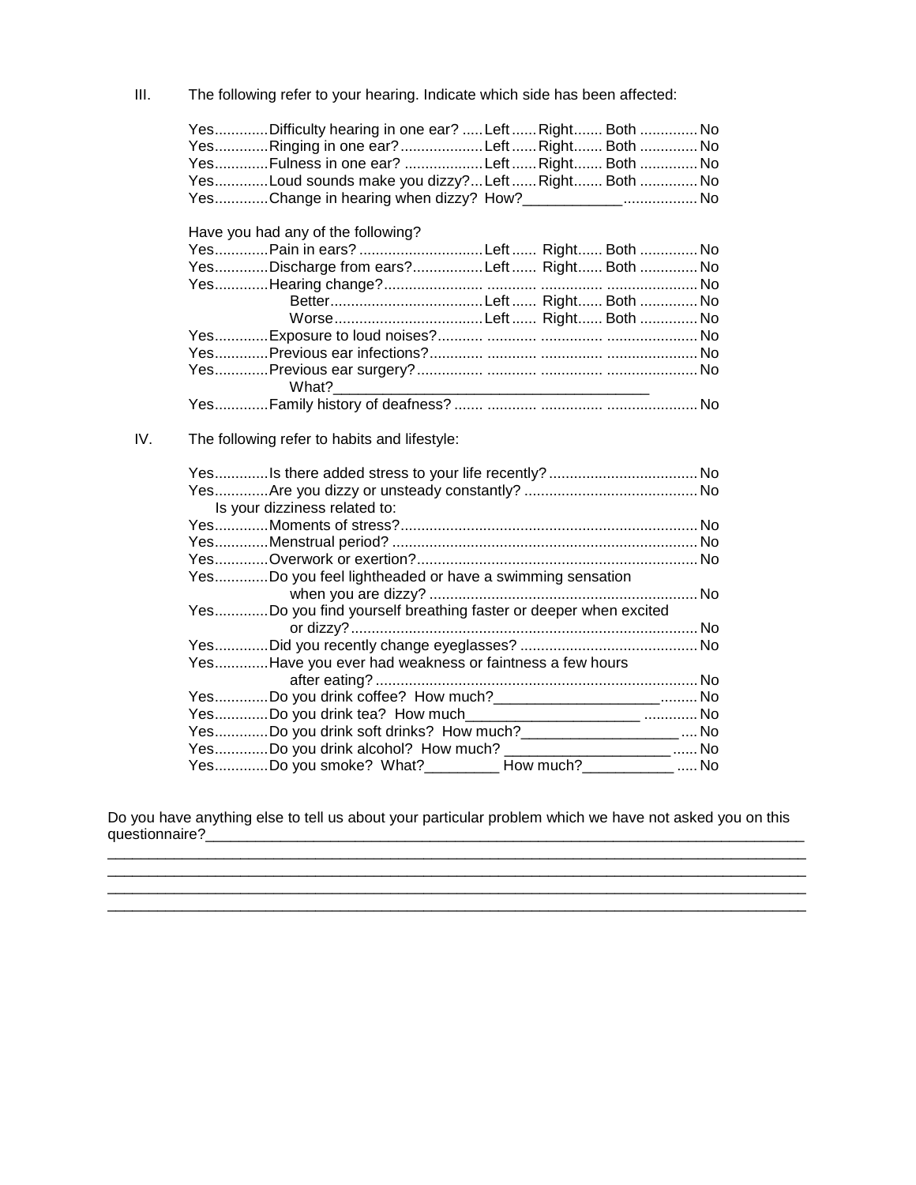III. The following refer to your hearing. Indicate which side has been affected:

Yes............Difficulty hearing in one ear? .....Left......Right....... Both ..............No
Yes............Ringing in one ear?....................Left......Right....... Both ..............No
Yes............Fulness in one ear? ...................Left......Right....... Both ..............No
Yes............Loud sounds make you dizzy?...Left......Right....... Both ..............No
Yes............Change in hearing when dizzy? How?____________.................No

Have you had any of the following?

Yes............Pain in ears? ..............................Left...... Right...... Both ..............No
Yes............Discharge from ears?.................Left...... Right...... Both ..............No
Yes............Hearing change?....................... ............ ............... ......................No
Better.....................................Left...... Right...... Both ..............No
Worse....................................Left...... Right...... Both ..............No
Yes............Exposure to loud noises?........... ............ ............... ......................No
Yes............Previous ear infections?............ ............ ............... ......................No
Yes............Previous ear surgery?............... ............ ............... ......................No
What?_______________________________________
Yes............Family history of deafness? ....... ............ ............... ......................No

IV. The following refer to habits and lifestyle:

Yes............Is there added stress to your life recently? ....................................No
Yes............Are you dizzy or unsteady constantly? ..........................................No
Is your dizziness related to:
Yes............Moments of stress?........................................................................No
Yes............Menstrual period? ..........................................................................No
Yes............Overwork or exertion?....................................................................No
Yes............Do you feel lightheaded or have a swimming sensation when you are dizzy? .................................................................No
Yes............Do you find yourself breathing faster or deeper when excited or dizzy?...................................................................................No
Yes............Did you recently change eyeglasses? ...........................................No
Yes............Have you ever had weakness or faintness a few hours after eating? ..............................................................................No
Yes............Do you drink coffee? How much?____________________.........No
Yes............Do you drink tea? How much_____________________ ............No
Yes............Do you drink soft drinks? How much?___________________ ....No
Yes............Do you drink alcohol? How much? ____________________ ......No
Yes............Do you smoke? What?_________ How much?___________ .....No

Do you have anything else to tell us about your particular problem which we have not asked you on this questionnaire?_____________________________________________________________________
___________________________________________________________________________________
___________________________________________________________________________________
___________________________________________________________________________________
___________________________________________________________________________________